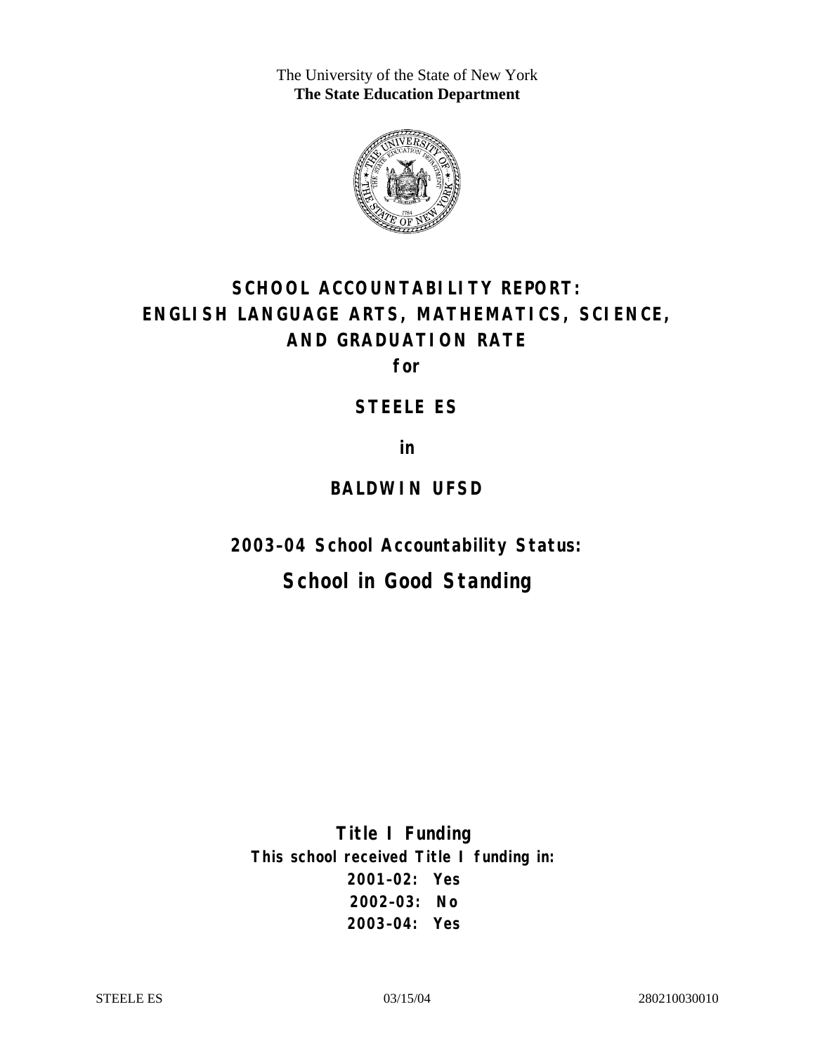The University of the State of New York
**The State Education Department**

# SCHOOL ACCOUNTABILITY REPORT: ENGLISH LANGUAGE ARTS, MATHEMATICS, SCIENCE, AND GRADUATION RATE

**for**

## STEELE ES

**in**

## BALDWIN UFSD

### 2003–04 School Accountability Status:

## School in Good Standing

**Title I Funding**

**This school received Title I funding in:**

**2001–02: Yes**
**2002–03: No**
**2003–04: Yes**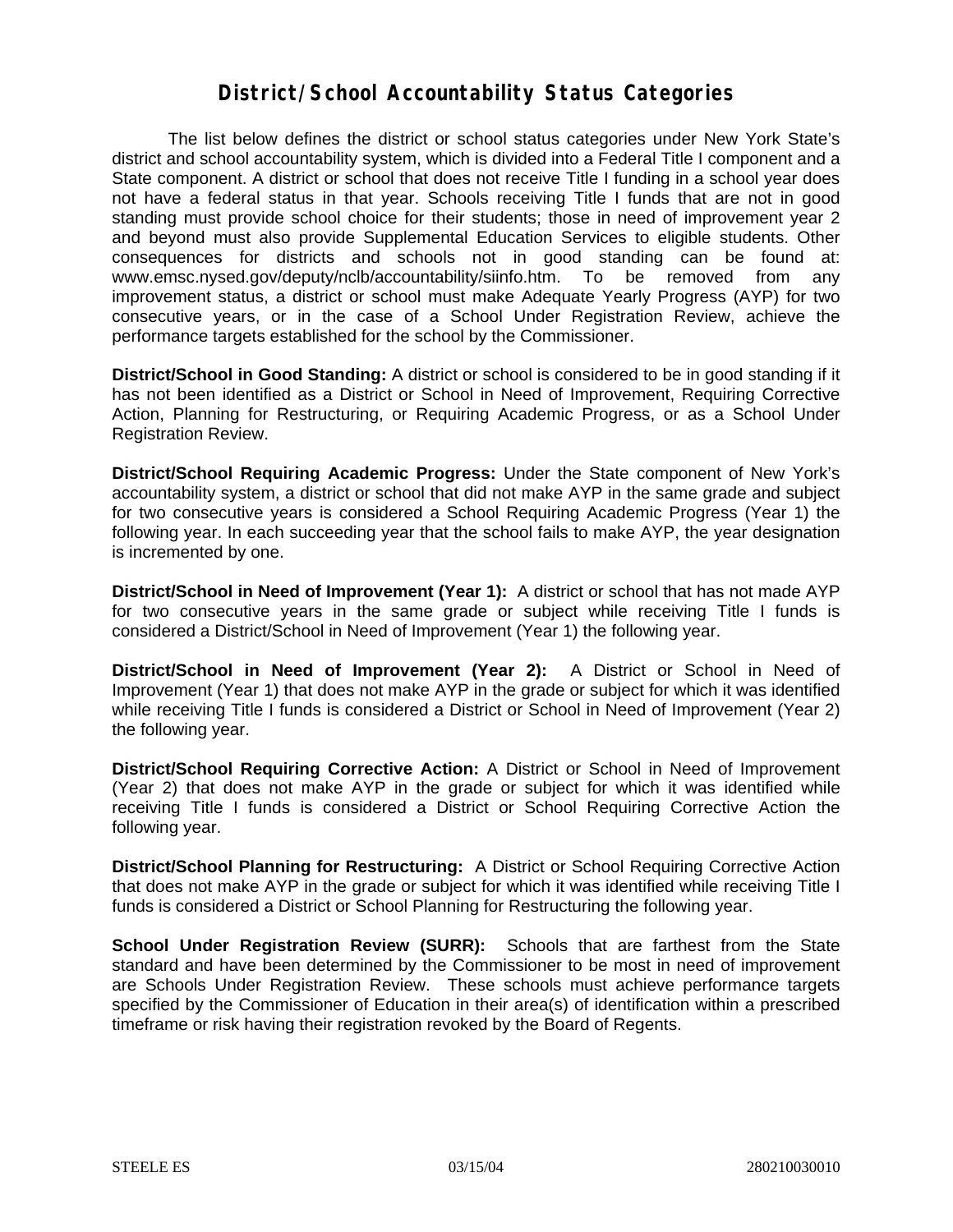# District/School Accountability Status Categories

The list below defines the district or school status categories under New York State's district and school accountability system, which is divided into a Federal Title I component and a State component. A district or school that does not receive Title I funding in a school year does not have a federal status in that year. Schools receiving Title I funds that are not in good standing must provide school choice for their students; those in need of improvement year 2 and beyond must also provide Supplemental Education Services to eligible students. Other consequences for districts and schools not in good standing can be found at: www.emsc.nysed.gov/deputy/nclb/accountability/siinfo.htm. To be removed from any improvement status, a district or school must make Adequate Yearly Progress (AYP) for two consecutive years, or in the case of a School Under Registration Review, achieve the performance targets established for the school by the Commissioner.

**District/School in Good Standing:** A district or school is considered to be in good standing if it has not been identified as a District or School in Need of Improvement, Requiring Corrective Action, Planning for Restructuring, or Requiring Academic Progress, or as a School Under Registration Review.

**District/School Requiring Academic Progress:** Under the State component of New York's accountability system, a district or school that did not make AYP in the same grade and subject for two consecutive years is considered a School Requiring Academic Progress (Year 1) the following year. In each succeeding year that the school fails to make AYP, the year designation is incremented by one.

**District/School in Need of Improvement (Year 1):** A district or school that has not made AYP for two consecutive years in the same grade or subject while receiving Title I funds is considered a District/School in Need of Improvement (Year 1) the following year.

**District/School in Need of Improvement (Year 2):** A District or School in Need of Improvement (Year 1) that does not make AYP in the grade or subject for which it was identified while receiving Title I funds is considered a District or School in Need of Improvement (Year 2) the following year.

**District/School Requiring Corrective Action:** A District or School in Need of Improvement (Year 2) that does not make AYP in the grade or subject for which it was identified while receiving Title I funds is considered a District or School Requiring Corrective Action the following year.

**District/School Planning for Restructuring:** A District or School Requiring Corrective Action that does not make AYP in the grade or subject for which it was identified while receiving Title I funds is considered a District or School Planning for Restructuring the following year.

**School Under Registration Review (SURR):** Schools that are farthest from the State standard and have been determined by the Commissioner to be most in need of improvement are Schools Under Registration Review. These schools must achieve performance targets specified by the Commissioner of Education in their area(s) of identification within a prescribed timeframe or risk having their registration revoked by the Board of Regents.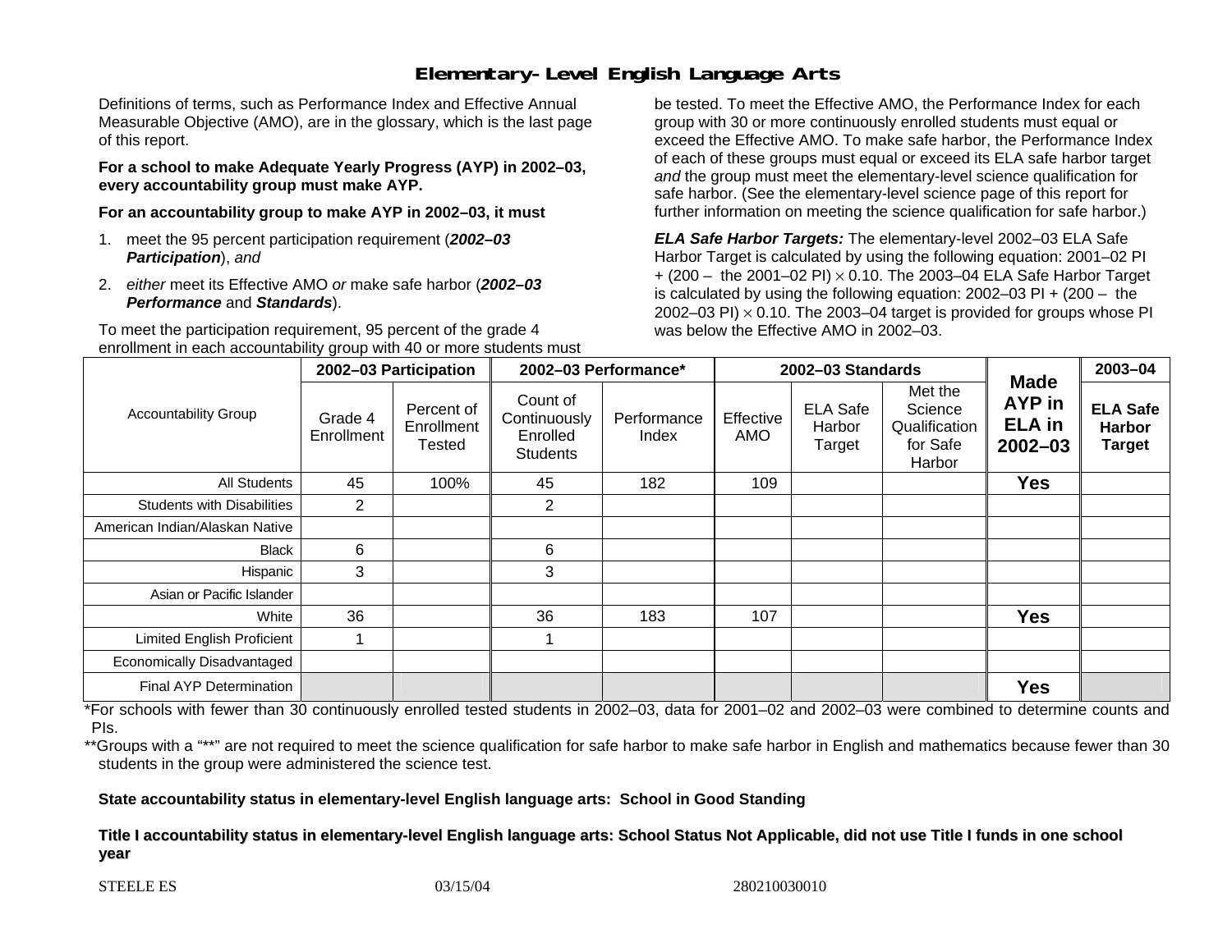# Elementary-Level English Language Arts

Definitions of terms, such as Performance Index and Effective Annual Measurable Objective (AMO), are in the glossary, which is the last page of this report.

**For a school to make Adequate Yearly Progress (AYP) in 2002–03, every accountability group must make AYP.**

**For an accountability group to make AYP in 2002–03, it must**

1. meet the 95 percent participation requirement (***2002–03 Participation***), *and*
2. *either* meet its Effective AMO *or* make safe harbor (***2002–03 Performance*** and ***Standards***).

To meet the participation requirement, 95 percent of the grade 4 enrollment in each accountability group with 40 or more students must be tested. To meet the Effective AMO, the Performance Index for each group with 30 or more continuously enrolled students must equal or exceed the Effective AMO. To make safe harbor, the Performance Index of each of these groups must equal or exceed its ELA safe harbor target *and* the group must meet the elementary-level science qualification for safe harbor. (See the elementary-level science page of this report for further information on meeting the science qualification for safe harbor.)

***ELA Safe Harbor Targets:*** The elementary-level 2002–03 ELA Safe Harbor Target is calculated by using the following equation: 2001–02 PI + (200 – the 2001–02 PI) $\times$ 0.10. The 2003–04 ELA Safe Harbor Target is calculated by using the following equation: 2002–03 PI + (200 – the 2002–03 PI) $\times$ 0.10. The 2003–04 target is provided for groups whose PI was below the Effective AMO in 2002–03.

| Accountability Group | 2002–03 Participation | | 2002–03 Performance* | | 2002–03 Standards | | | Made AYP in ELA in 2002–03 | 2003–04 |
|---|---|---|---|---|---|---|---|---|---|
| | Grade 4 Enrollment | Percent of Enrollment Tested | Count of Continuously Enrolled Students | Performance Index | Effective AMO | ELA Safe Harbor Target | Met the Science Qualification for Safe Harbor | | ELA Safe Harbor Target |
| All Students | 45 | 100% | 45 | 182 | 109 | | | **Yes** | |
| Students with Disabilities | 2 | | 2 | | | | | | |
| American Indian/Alaskan Native | | | | | | | | | |
| Black | 6 | | 6 | | | | | | |
| Hispanic | 3 | | 3 | | | | | | |
| Asian or Pacific Islander | | | | | | | | | |
| White | 36 | | 36 | 183 | 107 | | | **Yes** | |
| Limited English Proficient | 1 | | 1 | | | | | | |
| Economically Disadvantaged | | | | | | | | | |
| Final AYP Determination | | | | | | | | **Yes** | |

*For schools with fewer than 30 continuously enrolled tested students in 2002–03, data for 2001–02 and 2002–03 were combined to determine counts and PIs.

**Groups with a "**" are not required to meet the science qualification for safe harbor to make safe harbor in English and mathematics because fewer than 30 students in the group were administered the science test.

**State accountability status in elementary-level English language arts: School in Good Standing**

**Title I accountability status in elementary-level English language arts: School Status Not Applicable, did not use Title I funds in one school year**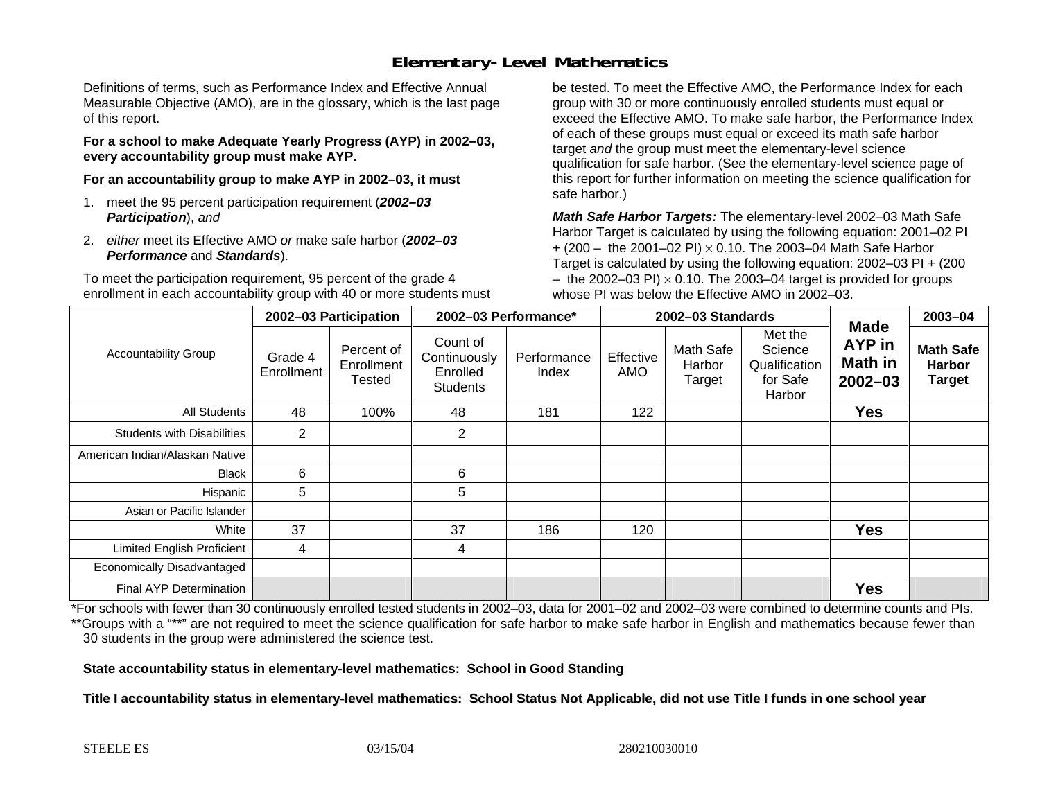# Elementary-Level Mathematics

Definitions of terms, such as Performance Index and Effective Annual Measurable Objective (AMO), are in the glossary, which is the last page of this report.

**For a school to make Adequate Yearly Progress (AYP) in 2002–03, every accountability group must make AYP.**

**For an accountability group to make AYP in 2002–03, it must**

1. meet the 95 percent participation requirement (***2002–03 Participation***), *and*
2. *either* meet its Effective AMO *or* make safe harbor (***2002–03 Performance*** and ***Standards***).

To meet the participation requirement, 95 percent of the grade 4 enrollment in each accountability group with 40 or more students must be tested. To meet the Effective AMO, the Performance Index for each group with 30 or more continuously enrolled students must equal or exceed the Effective AMO. To make safe harbor, the Performance Index of each of these groups must equal or exceed its math safe harbor target *and* the group must meet the elementary-level science qualification for safe harbor. (See the elementary-level science page of this report for further information on meeting the science qualification for safe harbor.)

***Math Safe Harbor Targets:*** The elementary-level 2002–03 Math Safe Harbor Target is calculated by using the following equation: 2001–02 PI + (200 – the 2001–02 PI) $\times$ 0.10. The 2003–04 Math Safe Harbor Target is calculated by using the following equation: 2002–03 PI + (200 – the 2002–03 PI) $\times$ 0.10. The 2003–04 target is provided for groups whose PI was below the Effective AMO in 2002–03.

| Accountability Group | 2002–03 Participation | | 2002–03 Performance* | | 2002–03 Standards | | | Made AYP in Math in 2002–03 | 2003–04 |
|---|---|---|---|---|---|---|---|---|---|
| | Grade 4 Enrollment | Percent of Enrollment Tested | Count of Continuously Enrolled Students | Performance Index | Effective AMO | Math Safe Harbor Target | Met the Science Qualification for Safe Harbor | | Math Safe Harbor Target |
| All Students | 48 | 100% | 48 | 181 | 122 | | | **Yes** | |
| Students with Disabilities | 2 | | 2 | | | | | | |
| American Indian/Alaskan Native | | | | | | | | | |
| Black | 6 | | 6 | | | | | | |
| Hispanic | 5 | | 5 | | | | | | |
| Asian or Pacific Islander | | | | | | | | | |
| White | 37 | | 37 | 186 | 120 | | | **Yes** | |
| Limited English Proficient | 4 | | 4 | | | | | | |
| Economically Disadvantaged | | | | | | | | | |
| Final AYP Determination | | | | | | | | **Yes** | |

*For schools with fewer than 30 continuously enrolled tested students in 2002–03, data for 2001–02 and 2002–03 were combined to determine counts and PIs.

**Groups with a "**" are not required to meet the science qualification for safe harbor to make safe harbor in English and mathematics because fewer than 30 students in the group were administered the science test.

**State accountability status in elementary-level mathematics: School in Good Standing**

**Title I accountability status in elementary-level mathematics: School Status Not Applicable, did not use Title I funds in one school year**

STEELE ES 03/15/04 280210030010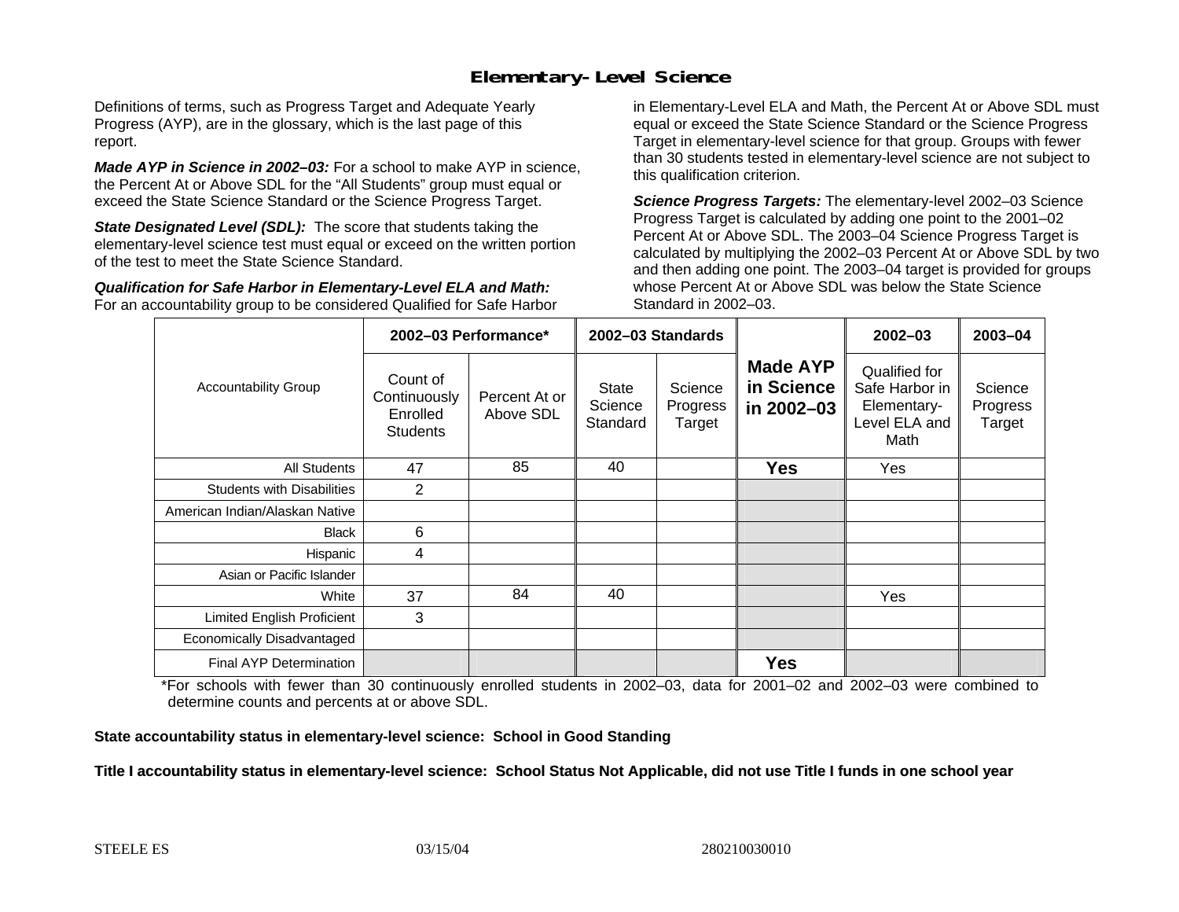# Elementary-Level Science

Definitions of terms, such as Progress Target and Adequate Yearly Progress (AYP), are in the glossary, which is the last page of this report.

***Made AYP in Science in 2002–03:*** For a school to make AYP in science, the Percent At or Above SDL for the "All Students" group must equal or exceed the State Science Standard or the Science Progress Target.

***State Designated Level (SDL):*** The score that students taking the elementary-level science test must equal or exceed on the written portion of the test to meet the State Science Standard.

***Qualification for Safe Harbor in Elementary-Level ELA and Math:*** For an accountability group to be considered Qualified for Safe Harbor in Elementary-Level ELA and Math, the Percent At or Above SDL must equal or exceed the State Science Standard or the Science Progress Target in elementary-level science for that group. Groups with fewer than 30 students tested in elementary-level science are not subject to this qualification criterion.

***Science Progress Targets:*** The elementary-level 2002–03 Science Progress Target is calculated by adding one point to the 2001–02 Percent At or Above SDL. The 2003–04 Science Progress Target is calculated by multiplying the 2002–03 Percent At or Above SDL by two and then adding one point. The 2003–04 target is provided for groups whose Percent At or Above SDL was below the State Science Standard in 2002–03.

| Accountability Group | 2002–03 Performance* | | 2002–03 Standards | | Made AYP in Science in 2002–03 | 2002–03 | 2003–04 |
|---|---|---|---|---|---|---|---|
| | Count of Continuously Enrolled Students | Percent At or Above SDL | State Science Standard | Science Progress Target | | Qualified for Safe Harbor in Elementary-Level ELA and Math | Science Progress Target |
| All Students | 47 | 85 | 40 | | **Yes** | Yes | |
| Students with Disabilities | 2 | | | | | | |
| American Indian/Alaskan Native | | | | | | | |
| Black | 6 | | | | | | |
| Hispanic | 4 | | | | | | |
| Asian or Pacific Islander | | | | | | | |
| White | 37 | 84 | 40 | | | Yes | |
| Limited English Proficient | 3 | | | | | | |
| Economically Disadvantaged | | | | | | | |
| Final AYP Determination | | | | | **Yes** | | |

*For schools with fewer than 30 continuously enrolled students in 2002–03, data for 2001–02 and 2002–03 were combined to determine counts and percents at or above SDL.

**State accountability status in elementary-level science: School in Good Standing**

**Title I accountability status in elementary-level science: School Status Not Applicable, did not use Title I funds in one school year**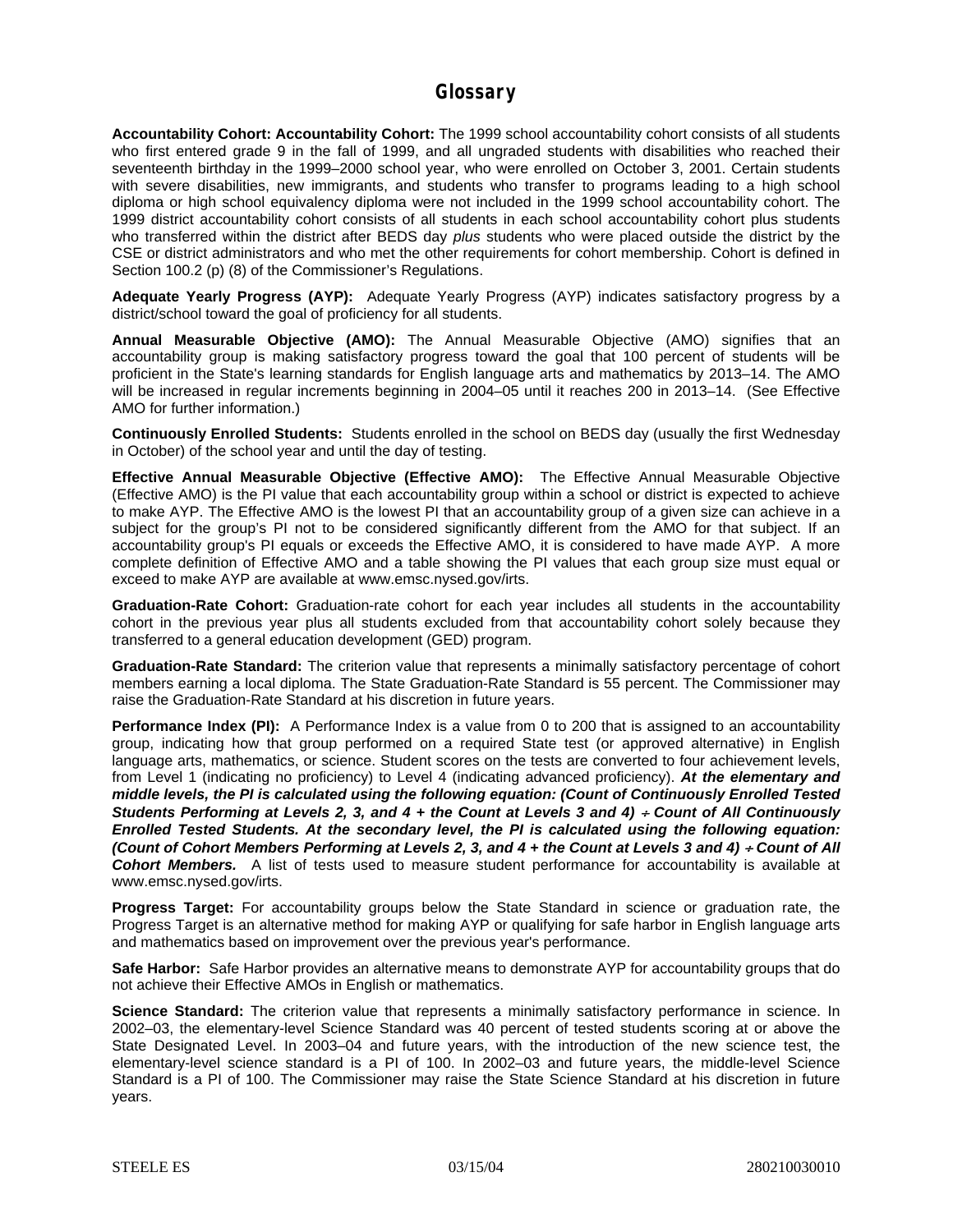# Glossary

**Accountability Cohort: Accountability Cohort:** The 1999 school accountability cohort consists of all students who first entered grade 9 in the fall of 1999, and all ungraded students with disabilities who reached their seventeenth birthday in the 1999–2000 school year, who were enrolled on October 3, 2001. Certain students with severe disabilities, new immigrants, and students who transfer to programs leading to a high school diploma or high school equivalency diploma were not included in the 1999 school accountability cohort. The 1999 district accountability cohort consists of all students in each school accountability cohort plus students who transferred within the district after BEDS day *plus* students who were placed outside the district by the CSE or district administrators and who met the other requirements for cohort membership. Cohort is defined in Section 100.2 (p) (8) of the Commissioner's Regulations.

**Adequate Yearly Progress (AYP):** Adequate Yearly Progress (AYP) indicates satisfactory progress by a district/school toward the goal of proficiency for all students.

**Annual Measurable Objective (AMO):** The Annual Measurable Objective (AMO) signifies that an accountability group is making satisfactory progress toward the goal that 100 percent of students will be proficient in the State's learning standards for English language arts and mathematics by 2013–14. The AMO will be increased in regular increments beginning in 2004–05 until it reaches 200 in 2013–14. (See Effective AMO for further information.)

**Continuously Enrolled Students:** Students enrolled in the school on BEDS day (usually the first Wednesday in October) of the school year and until the day of testing.

**Effective Annual Measurable Objective (Effective AMO):** The Effective Annual Measurable Objective (Effective AMO) is the PI value that each accountability group within a school or district is expected to achieve to make AYP. The Effective AMO is the lowest PI that an accountability group of a given size can achieve in a subject for the group's PI not to be considered significantly different from the AMO for that subject. If an accountability group's PI equals or exceeds the Effective AMO, it is considered to have made AYP. A more complete definition of Effective AMO and a table showing the PI values that each group size must equal or exceed to make AYP are available at www.emsc.nysed.gov/irts.

**Graduation-Rate Cohort:** Graduation-rate cohort for each year includes all students in the accountability cohort in the previous year plus all students excluded from that accountability cohort solely because they transferred to a general education development (GED) program.

**Graduation-Rate Standard:** The criterion value that represents a minimally satisfactory percentage of cohort members earning a local diploma. The State Graduation-Rate Standard is 55 percent. The Commissioner may raise the Graduation-Rate Standard at his discretion in future years.

**Performance Index (PI):** A Performance Index is a value from 0 to 200 that is assigned to an accountability group, indicating how that group performed on a required State test (or approved alternative) in English language arts, mathematics, or science. Student scores on the tests are converted to four achievement levels, from Level 1 (indicating no proficiency) to Level 4 (indicating advanced proficiency). ***At the elementary and middle levels, the PI is calculated using the following equation: (Count of Continuously Enrolled Tested Students Performing at Levels 2, 3, and 4 + the Count at Levels 3 and 4) ÷ Count of All Continuously Enrolled Tested Students. At the secondary level, the PI is calculated using the following equation: (Count of Cohort Members Performing at Levels 2, 3, and 4 + the Count at Levels 3 and 4) ÷ Count of All Cohort Members.*** A list of tests used to measure student performance for accountability is available at www.emsc.nysed.gov/irts.

**Progress Target:** For accountability groups below the State Standard in science or graduation rate, the Progress Target is an alternative method for making AYP or qualifying for safe harbor in English language arts and mathematics based on improvement over the previous year's performance.

**Safe Harbor:** Safe Harbor provides an alternative means to demonstrate AYP for accountability groups that do not achieve their Effective AMOs in English or mathematics.

**Science Standard:** The criterion value that represents a minimally satisfactory performance in science. In 2002–03, the elementary-level Science Standard was 40 percent of tested students scoring at or above the State Designated Level. In 2003–04 and future years, with the introduction of the new science test, the elementary-level science standard is a PI of 100. In 2002–03 and future years, the middle-level Science Standard is a PI of 100. The Commissioner may raise the State Science Standard at his discretion in future years.